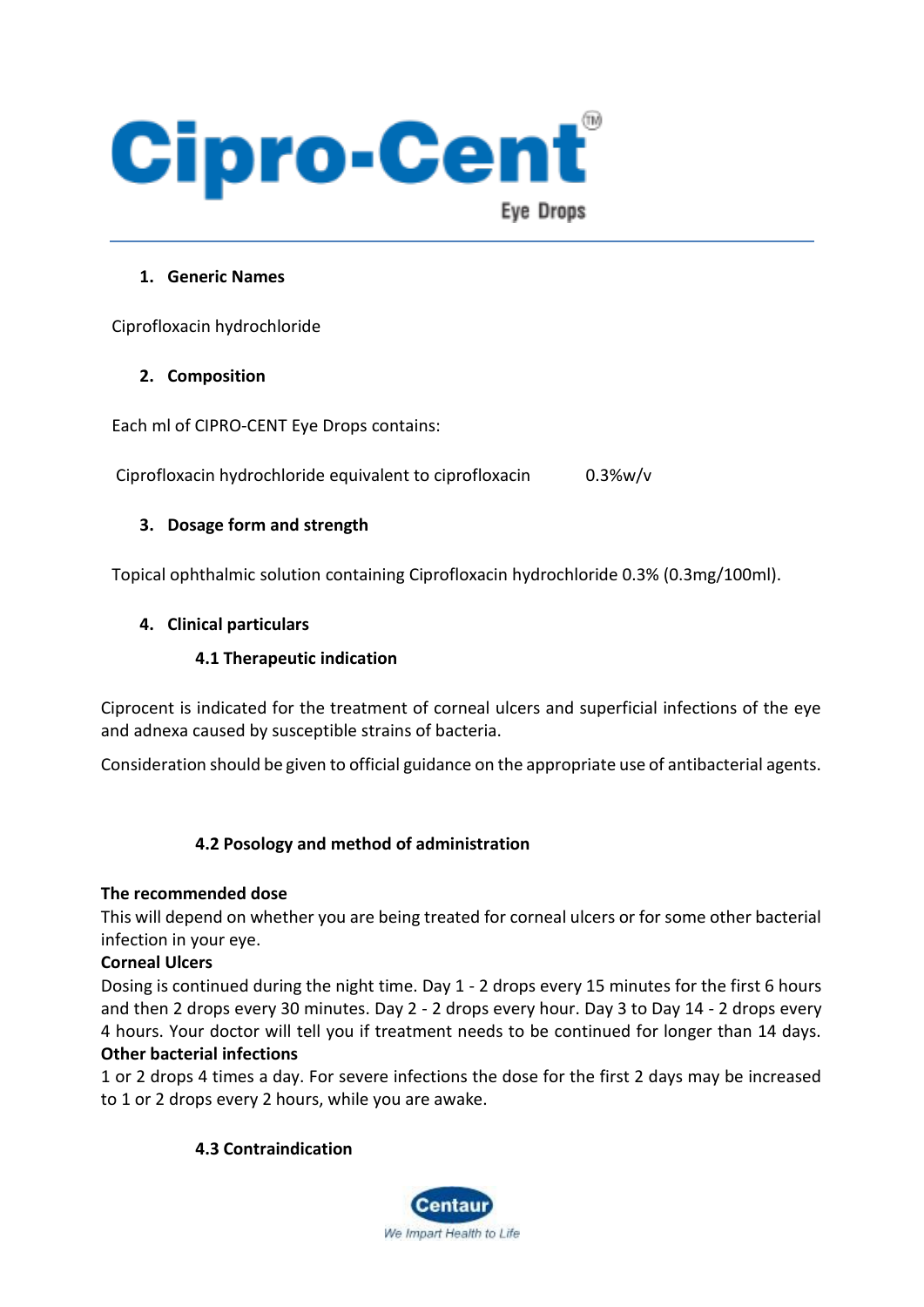# Cipro-Cent™

Eye Drops

## 1. Generic Names

Ciprofloxacin hydrochloride

## 2. Composition

Each ml of CIPRO-CENT Eye Drops contains:

Ciprofloxacin hydrochloride equivalent to ciprofloxacin 0.3%w/v

## 3. Dosage form and strength

Topical ophthalmic solution containing Ciprofloxacin hydrochloride 0.3% (0.3mg/100ml).

## 4. Clinical particulars

### 4.1 Therapeutic indication

Ciprocent is indicated for the treatment of corneal ulcers and superficial infections of the eye and adnexa caused by susceptible strains of bacteria.

Consideration should be given to official guidance on the appropriate use of antibacterial agents.

### 4.2 Posology and method of administration

**The recommended dose**
This will depend on whether you are being treated for corneal ulcers or for some other bacterial infection in your eye.
**Corneal Ulcers**
Dosing is continued during the night time. Day 1 - 2 drops every 15 minutes for the first 6 hours and then 2 drops every 30 minutes. Day 2 - 2 drops every hour. Day 3 to Day 14 - 2 drops every 4 hours. Your doctor will tell you if treatment needs to be continued for longer than 14 days.
**Other bacterial infections**
1 or 2 drops 4 times a day. For severe infections the dose for the first 2 days may be increased to 1 or 2 drops every 2 hours, while you are awake.

### 4.3 Contraindication

Centaur
We Impart Health to Life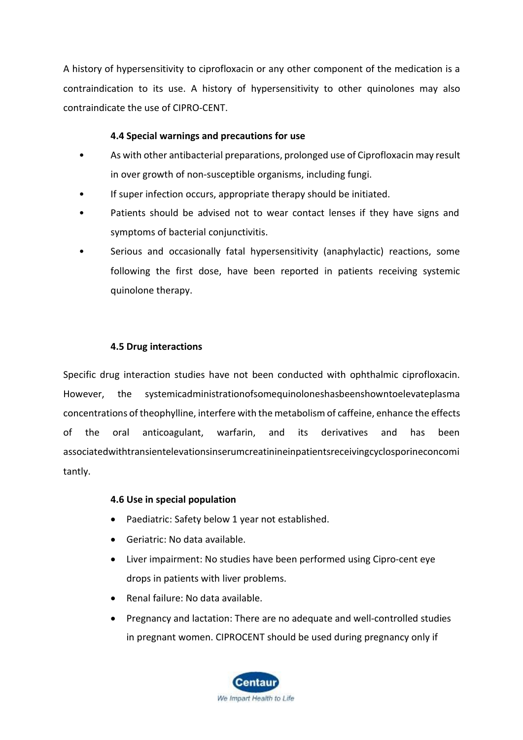A history of hypersensitivity to ciprofloxacin or any other component of the medication is a contraindication to its use. A history of hypersensitivity to other quinolones may also contraindicate the use of CIPRO-CENT.

### 4.4 Special warnings and precautions for use

- As with other antibacterial preparations, prolonged use of Ciprofloxacin may result in over growth of non-susceptible organisms, including fungi.
- If super infection occurs, appropriate therapy should be initiated.
- Patients should be advised not to wear contact lenses if they have signs and symptoms of bacterial conjunctivitis.
- Serious and occasionally fatal hypersensitivity (anaphylactic) reactions, some following the first dose, have been reported in patients receiving systemic quinolone therapy.

### 4.5 Drug interactions

Specific drug interaction studies have not been conducted with ophthalmic ciprofloxacin. However, the systemicadministrationofsomequinoloneshasbeenshowntoelevateplasma concentrations of theophylline, interfere with the metabolism of caffeine, enhance the effects of the oral anticoagulant, warfarin, and its derivatives and has been associatedwithtransientelevationsinserumcreatinineinpatientsreceivingcyclosporineconcomitantly.

### 4.6 Use in special population

- Paediatric: Safety below 1 year not established.
- Geriatric: No data available.
- Liver impairment: No studies have been performed using Cipro-cent eye drops in patients with liver problems.
- Renal failure: No data available.
- Pregnancy and lactation: There are no adequate and well-controlled studies in pregnant women. CIPROCENT should be used during pregnancy only if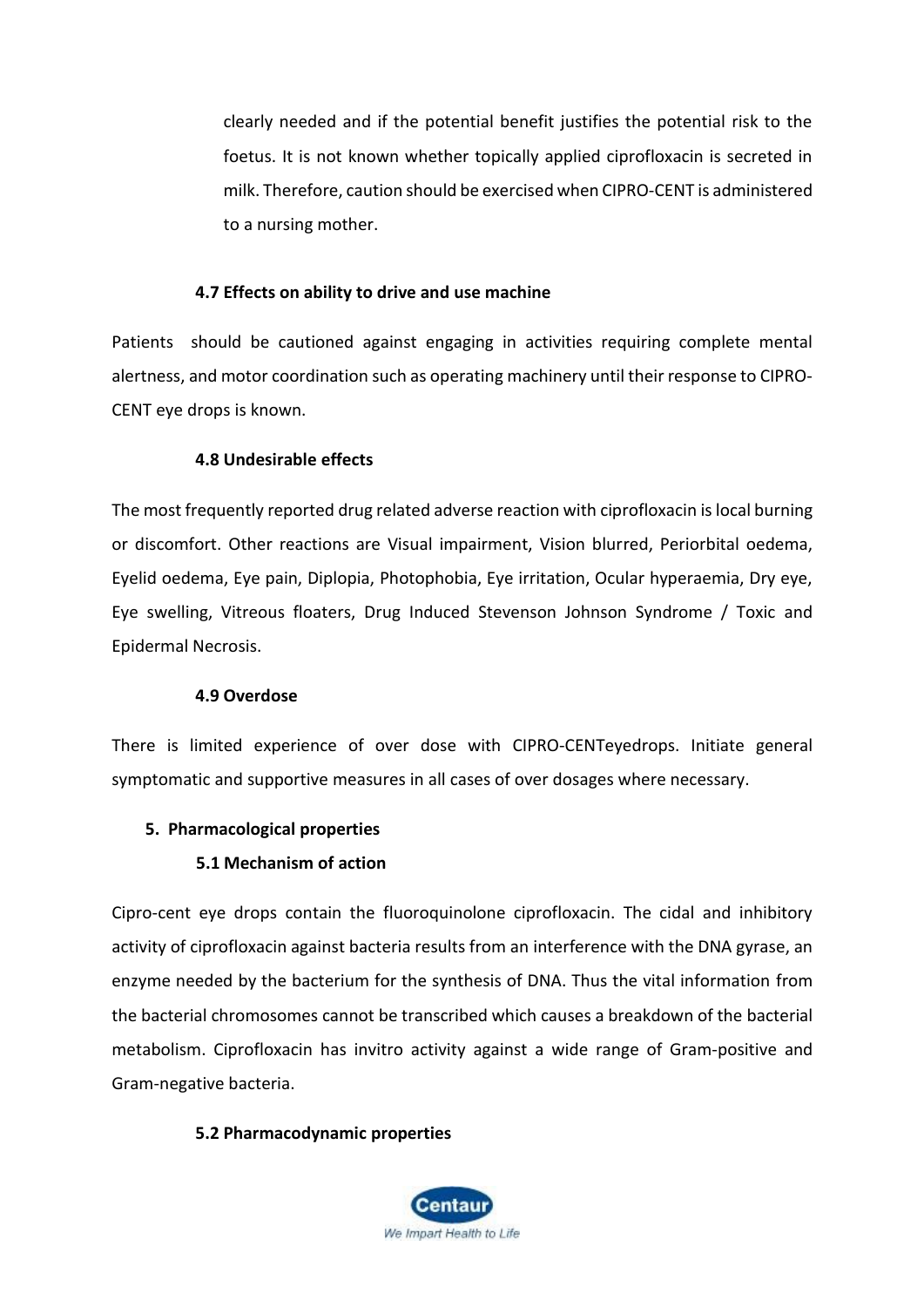clearly needed and if the potential benefit justifies the potential risk to the foetus. It is not known whether topically applied ciprofloxacin is secreted in milk. Therefore, caution should be exercised when CIPRO-CENT is administered to a nursing mother.

### 4.7 Effects on ability to drive and use machine

Patients should be cautioned against engaging in activities requiring complete mental alertness, and motor coordination such as operating machinery until their response to CIPRO-CENT eye drops is known.

### 4.8 Undesirable effects

The most frequently reported drug related adverse reaction with ciprofloxacin is local burning or discomfort. Other reactions are Visual impairment, Vision blurred, Periorbital oedema, Eyelid oedema, Eye pain, Diplopia, Photophobia, Eye irritation, Ocular hyperaemia, Dry eye, Eye swelling, Vitreous floaters, Drug Induced Stevenson Johnson Syndrome / Toxic and Epidermal Necrosis.

### 4.9 Overdose

There is limited experience of over dose with CIPRO-CENTeyedrops. Initiate general symptomatic and supportive measures in all cases of over dosages where necessary.

## 5. Pharmacological properties

### 5.1 Mechanism of action

Cipro-cent eye drops contain the fluoroquinolone ciprofloxacin. The cidal and inhibitory activity of ciprofloxacin against bacteria results from an interference with the DNA gyrase, an enzyme needed by the bacterium for the synthesis of DNA. Thus the vital information from the bacterial chromosomes cannot be transcribed which causes a breakdown of the bacterial metabolism. Ciprofloxacin has invitro activity against a wide range of Gram-positive and Gram-negative bacteria.

### 5.2 Pharmacodynamic properties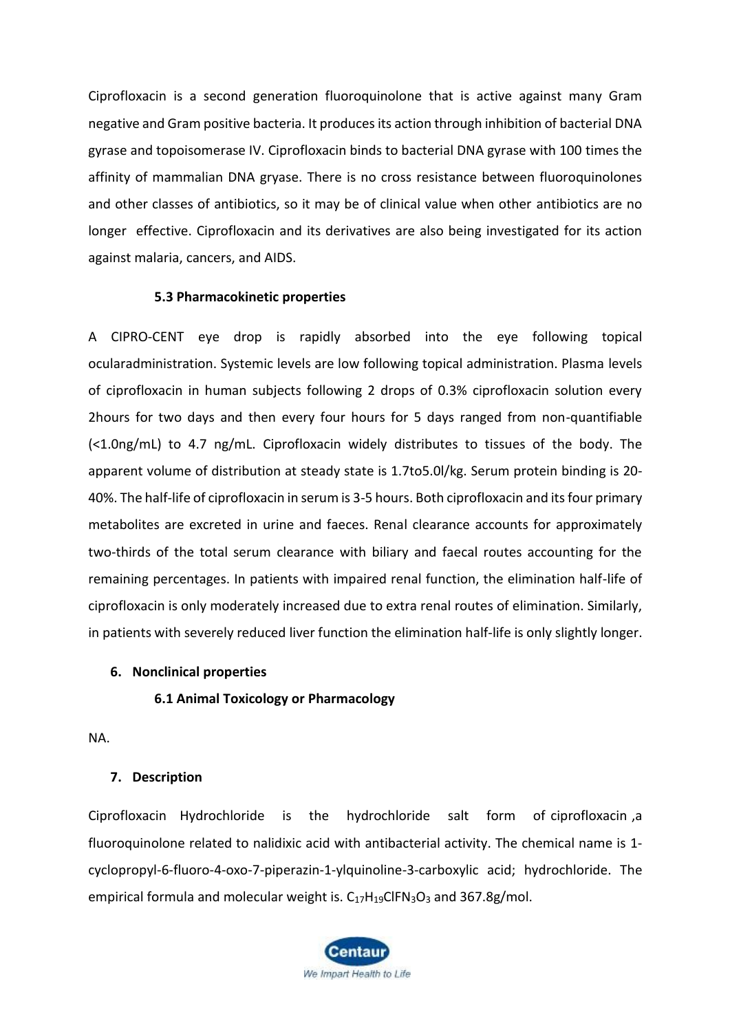Ciprofloxacin is a second generation fluoroquinolone that is active against many Gram negative and Gram positive bacteria. It produces its action through inhibition of bacterial DNA gyrase and topoisomerase IV. Ciprofloxacin binds to bacterial DNA gyrase with 100 times the affinity of mammalian DNA gryase. There is no cross resistance between fluoroquinolones and other classes of antibiotics, so it may be of clinical value when other antibiotics are no longer effective. Ciprofloxacin and its derivatives are also being investigated for its action against malaria, cancers, and AIDS.

### 5.3 Pharmacokinetic properties

A CIPRO-CENT eye drop is rapidly absorbed into the eye following topical ocularadministration. Systemic levels are low following topical administration. Plasma levels of ciprofloxacin in human subjects following 2 drops of 0.3% ciprofloxacin solution every 2hours for two days and then every four hours for 5 days ranged from non-quantifiable (<1.0ng/mL) to 4.7 ng/mL. Ciprofloxacin widely distributes to tissues of the body. The apparent volume of distribution at steady state is 1.7to5.0l/kg. Serum protein binding is 20-40%. The half-life of ciprofloxacin in serum is 3-5 hours. Both ciprofloxacin and its four primary metabolites are excreted in urine and faeces. Renal clearance accounts for approximately two-thirds of the total serum clearance with biliary and faecal routes accounting for the remaining percentages. In patients with impaired renal function, the elimination half-life of ciprofloxacin is only moderately increased due to extra renal routes of elimination. Similarly, in patients with severely reduced liver function the elimination half-life is only slightly longer.

## 6. Nonclinical properties

### 6.1 Animal Toxicology or Pharmacology

NA.

## 7. Description

Ciprofloxacin Hydrochloride is the hydrochloride salt form of ciprofloxacin ,a fluoroquinolone related to nalidixic acid with antibacterial activity. The chemical name is 1-cyclopropyl-6-fluoro-4-oxo-7-piperazin-1-ylquinoline-3-carboxylic acid; hydrochloride. The empirical formula and molecular weight is. $C_{17}H_{19}ClFN_3O_3$ and 367.8g/mol.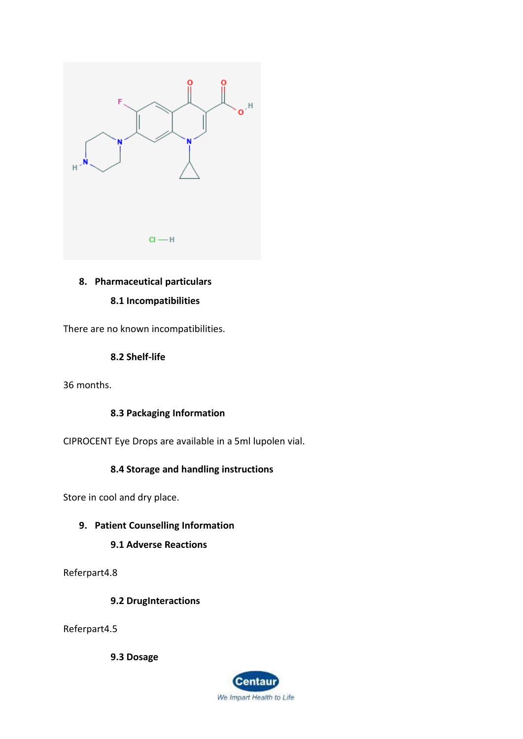## 8. Pharmaceutical particulars

### 8.1 Incompatibilities

There are no known incompatibilities.

### 8.2 Shelf-life

36 months.

### 8.3 Packaging Information

CIPROCENT Eye Drops are available in a 5ml lupolen vial.

### 8.4 Storage and handling instructions

Store in cool and dry place.

## 9. Patient Counselling Information

### 9.1 Adverse Reactions

Referpart4.8

### 9.2 DrugInteractions

Referpart4.5

### 9.3 Dosage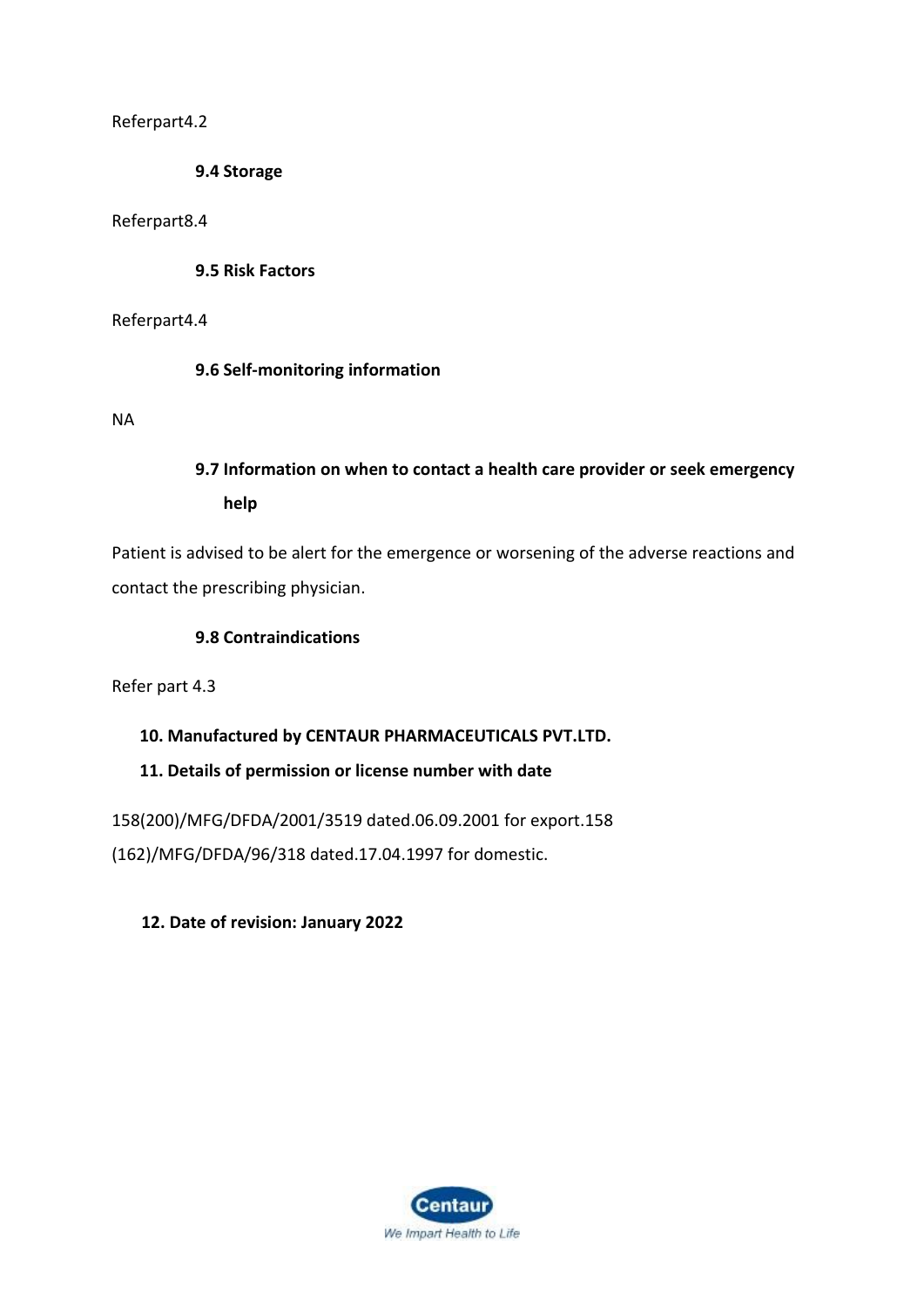Referpart4.2

### 9.4 Storage

Referpart8.4

### 9.5 Risk Factors

Referpart4.4

### 9.6 Self-monitoring information

NA

### 9.7 Information on when to contact a health care provider or seek emergency help

Patient is advised to be alert for the emergence or worsening of the adverse reactions and contact the prescribing physician.

### 9.8 Contraindications

Refer part 4.3

## 10. Manufactured by CENTAUR PHARMACEUTICALS PVT.LTD.

## 11. Details of permission or license number with date

158(200)/MFG/DFDA/2001/3519 dated.06.09.2001 for export.158 (162)/MFG/DFDA/96/318 dated.17.04.1997 for domestic.

## 12. Date of revision: January 2022